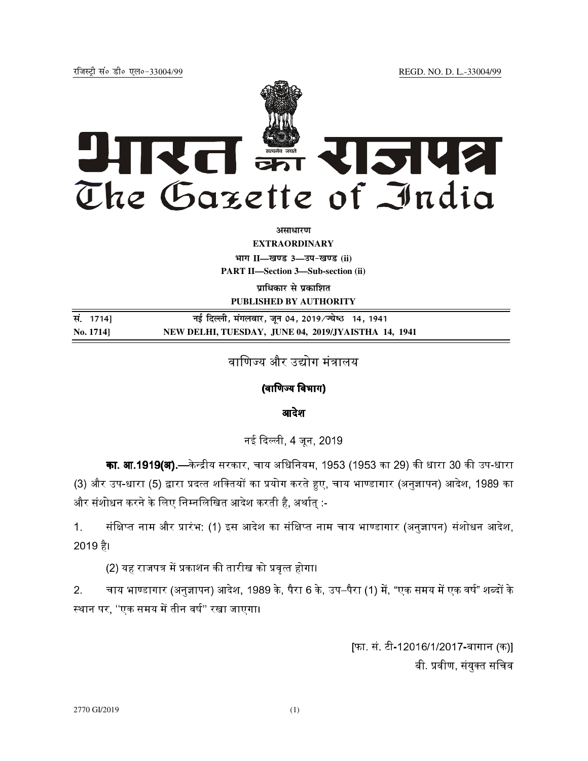रजिस्ट्री सं० डी० एल०-33004/99 REGD. NO. D. L.-33004/99

# भारत का राजपत्र
# The Gazette of India

**असाधारण**

**EXTRAORDINARY**

**भाग II—खण्ड 3—उप-खण्ड (ii)**

**PART II—Section 3—Sub-section (ii)**

**प्राधिकार से प्रकाशित**

**PUBLISHED BY AUTHORITY**

| सं. 1714] | नई दिल्ली, मंगलवार, जून 04, 2019/ज्येष्ठ 14, 1941 |
|---|---|
| **No. 1714]** | **NEW DELHI, TUESDAY, JUNE 04, 2019/JYAISTHA 14, 1941** |

## वाणिज्य और उद्योग मंत्रालय

### (वाणिज्य विभाग)

### आदेश

नई दिल्ली, 4 जून, 2019

**का. आ.1919(अ).**—केन्द्रीय सरकार, चाय अधिनियम, 1953 (1953 का 29) की धारा 30 की उप-धारा (3) और उप-धारा (5) द्वारा प्रदत्त शक्तियों का प्रयोग करते हुए, चाय भाण्डागार (अनुज्ञापन) आदेश, 1989 का और संशोधन करने के लिए निम्नलिखित आदेश करती है, अर्थात् :-

1. संक्षिप्त नाम और प्रारंभ: (1) इस आदेश का संक्षिप्त नाम चाय भाण्डागार (अनुज्ञापन) संशोधन आदेश, 2019 है।

   (2) यह राजपत्र में प्रकाशन की तारीख को प्रवृत्त होगा।

2. चाय भाण्डागार (अनुज्ञापन) आदेश, 1989 के, पैरा 6 के, उप–पैरा (1) में, "एक समय में एक वर्ष" शब्दों के स्थान पर, ''एक समय में तीन वर्ष'' रखा जाएगा।

[फा. सं. टी-12016/1/2017-बागान (क)]

बी. प्रवीण, संयुक्त सचिव

2770 GI/2019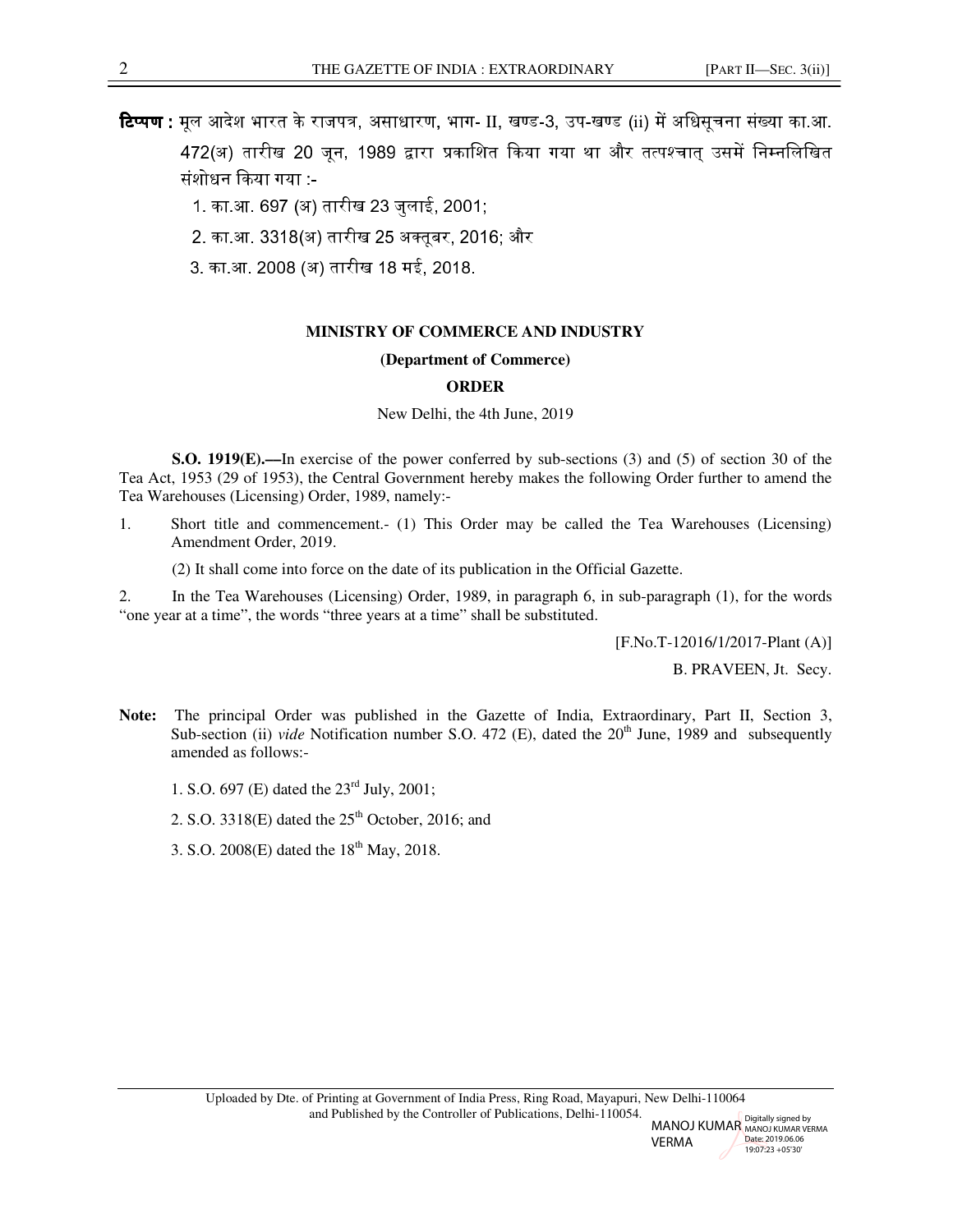**टिप्पण :** मूल आदेश भारत के राजपत्र, असाधारण, भाग- II, खण्ड-3, उप-खण्ड (ii) में अधिसूचना संख्या का.आ. 472(अ) तारीख 20 जून, 1989 द्वारा प्रकाशित किया गया था और तत्पश्चात् उसमें निम्नलिखित संशोधन किया गया :-

1. का.आ. 697 (अ) तारीख 23 जुलाई, 2001;
2. का.आ. 3318(अ) तारीख 25 अक्तूबर, 2016; और
3. का.आ. 2008 (अ) तारीख 18 मई, 2018.

**MINISTRY OF COMMERCE AND INDUSTRY**

**(Department of Commerce)**

**ORDER**

New Delhi, the 4th June, 2019

**S.O. 1919(E).—**In exercise of the power conferred by sub-sections (3) and (5) of section 30 of the Tea Act, 1953 (29 of 1953), the Central Government hereby makes the following Order further to amend the Tea Warehouses (Licensing) Order, 1989, namely:-

1. Short title and commencement.- (1) This Order may be called the Tea Warehouses (Licensing) Amendment Order, 2019.

   (2) It shall come into force on the date of its publication in the Official Gazette.

2. In the Tea Warehouses (Licensing) Order, 1989, in paragraph 6, in sub-paragraph (1), for the words "one year at a time", the words "three years at a time" shall be substituted.

[F.No.T-12016/1/2017-Plant (A)]

B. PRAVEEN, Jt. Secy.

**Note:** The principal Order was published in the Gazette of India, Extraordinary, Part II, Section 3, Sub-section (ii) *vide* Notification number S.O. 472 (E), dated the 20th June, 1989 and subsequently amended as follows:-

1. S.O. 697 (E) dated the 23rd July, 2001;
2. S.O. 3318(E) dated the 25th October, 2016; and
3. S.O. 2008(E) dated the 18th May, 2018.

Uploaded by Dte. of Printing at Government of India Press, Ring Road, Mayapuri, New Delhi-110064 and Published by the Controller of Publications, Delhi-110054.

MANOJ KUMAR VERMA

Digitally signed by MANOJ KUMAR VERMA
Date: 2019.06.06 19:07:23 +05'30'